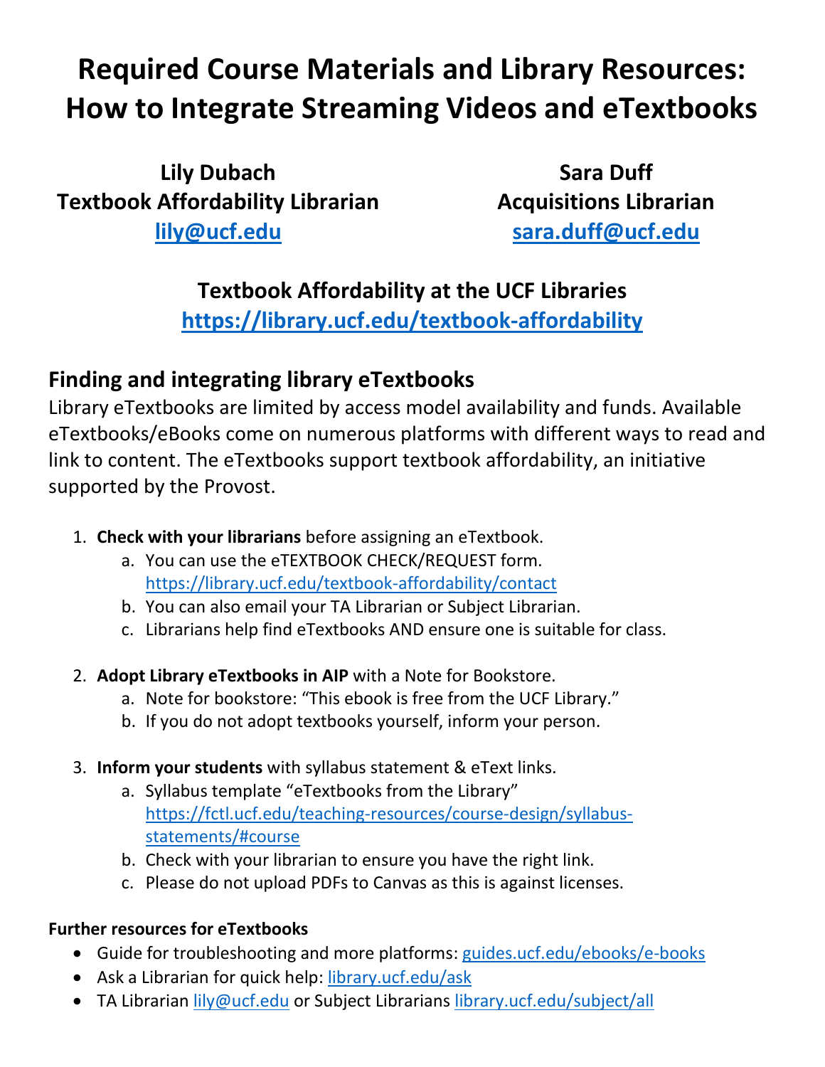# Required Course Materials and Library Resources: How to Integrate Streaming Videos and eTextbooks

**Lily Dubach**
**Textbook Affordability Librarian**
**lily@ucf.edu**

**Sara Duff**
**Acquisitions Librarian**
**sara.duff@ucf.edu**

**Textbook Affordability at the UCF Libraries**
**https://library.ucf.edu/textbook-affordability**

## Finding and integrating library eTextbooks

Library eTextbooks are limited by access model availability and funds. Available eTextbooks/eBooks come on numerous platforms with different ways to read and link to content. The eTextbooks support textbook affordability, an initiative supported by the Provost.

1. **Check with your librarians** before assigning an eTextbook.
   a. You can use the eTEXTBOOK CHECK/REQUEST form. https://library.ucf.edu/textbook-affordability/contact
   b. You can also email your TA Librarian or Subject Librarian.
   c. Librarians help find eTextbooks AND ensure one is suitable for class.

2. **Adopt Library eTextbooks in AIP** with a Note for Bookstore.
   a. Note for bookstore: "This ebook is free from the UCF Library."
   b. If you do not adopt textbooks yourself, inform your person.

3. **Inform your students** with syllabus statement & eText links.
   a. Syllabus template "eTextbooks from the Library" https://fctl.ucf.edu/teaching-resources/course-design/syllabus-statements/#course
   b. Check with your librarian to ensure you have the right link.
   c. Please do not upload PDFs to Canvas as this is against licenses.

**Further resources for eTextbooks**

- Guide for troubleshooting and more platforms: guides.ucf.edu/ebooks/e-books
- Ask a Librarian for quick help: library.ucf.edu/ask
- TA Librarian lily@ucf.edu or Subject Librarians library.ucf.edu/subject/all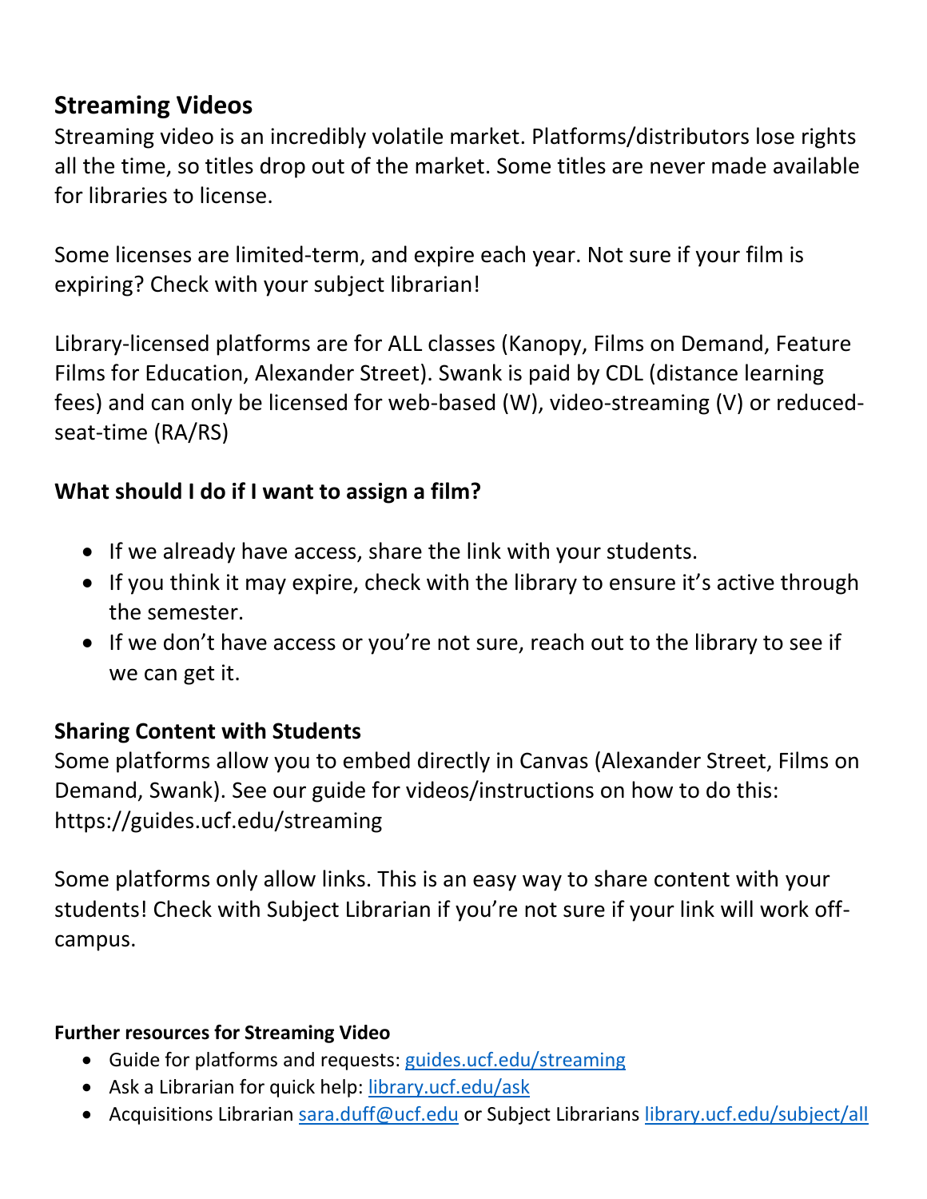## Streaming Videos

Streaming video is an incredibly volatile market. Platforms/distributors lose rights all the time, so titles drop out of the market. Some titles are never made available for libraries to license.

Some licenses are limited-term, and expire each year. Not sure if your film is expiring? Check with your subject librarian!

Library-licensed platforms are for ALL classes (Kanopy, Films on Demand, Feature Films for Education, Alexander Street). Swank is paid by CDL (distance learning fees) and can only be licensed for web-based (W), video-streaming (V) or reduced-seat-time (RA/RS)

### What should I do if I want to assign a film?

- If we already have access, share the link with your students.
- If you think it may expire, check with the library to ensure it's active through the semester.
- If we don't have access or you're not sure, reach out to the library to see if we can get it.

### Sharing Content with Students

Some platforms allow you to embed directly in Canvas (Alexander Street, Films on Demand, Swank). See our guide for videos/instructions on how to do this: https://guides.ucf.edu/streaming

Some platforms only allow links. This is an easy way to share content with your students! Check with Subject Librarian if you're not sure if your link will work off-campus.

#### Further resources for Streaming Video

- Guide for platforms and requests: [guides.ucf.edu/streaming](https://guides.ucf.edu/streaming)
- Ask a Librarian for quick help: [library.ucf.edu/ask](https://library.ucf.edu/ask)
- Acquisitions Librarian [sara.duff@ucf.edu](mailto:sara.duff@ucf.edu) or Subject Librarians [library.ucf.edu/subject/all](https://library.ucf.edu/subject/all)